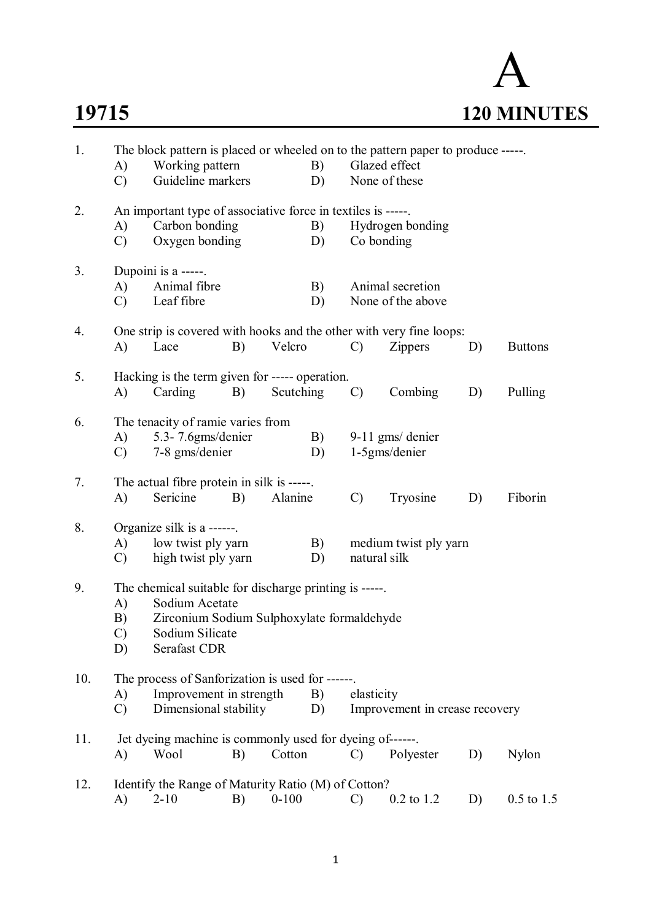# 19715

**A**

**120 MINUTES**

1. The block pattern is placed or wheeled on to the pattern paper to produce -----.
   A) Working pattern
   B) Glazed effect
   C) Guideline markers
   D) None of these

2. An important type of associative force in textiles is -----.
   A) Carbon bonding
   B) Hydrogen bonding
   C) Oxygen bonding
   D) Co bonding

3. Dupoini is a -----.
   A) Animal fibre
   B) Animal secretion
   C) Leaf fibre
   D) None of the above

4. One strip is covered with hooks and the other with very fine loops:
   A) Lace
   B) Velcro
   C) Zippers
   D) Buttons

5. Hacking is the term given for ----- operation.
   A) Carding
   B) Scutching
   C) Combing
   D) Pulling

6. The tenacity of ramie varies from
   A) 5.3- 7.6gms/denier
   B) 9-11 gms/ denier
   C) 7-8 gms/denier
   D) 1-5gms/denier

7. The actual fibre protein in silk is -----.
   A) Sericine
   B) Alanine
   C) Tryosine
   D) Fiborin

8. Organize silk is a ------.
   A) low twist ply yarn
   B) medium twist ply yarn
   C) high twist ply yarn
   D) natural silk

9. The chemical suitable for discharge printing is -----.
   A) Sodium Acetate
   B) Zirconium Sodium Sulphoxylate formaldehyde
   C) Sodium Silicate
   D) Serafast CDR

10. The process of Sanforization is used for ------.
    A) Improvement in strength
    B) elasticity
    C) Dimensional stability
    D) Improvement in crease recovery

11. Jet dyeing machine is commonly used for dyeing of------.
    A) Wool
    B) Cotton
    C) Polyester
    D) Nylon

12. Identify the Range of Maturity Ratio (M) of Cotton?
    A) 2-10
    B) 0-100
    C) 0.2 to 1.2
    D) 0.5 to 1.5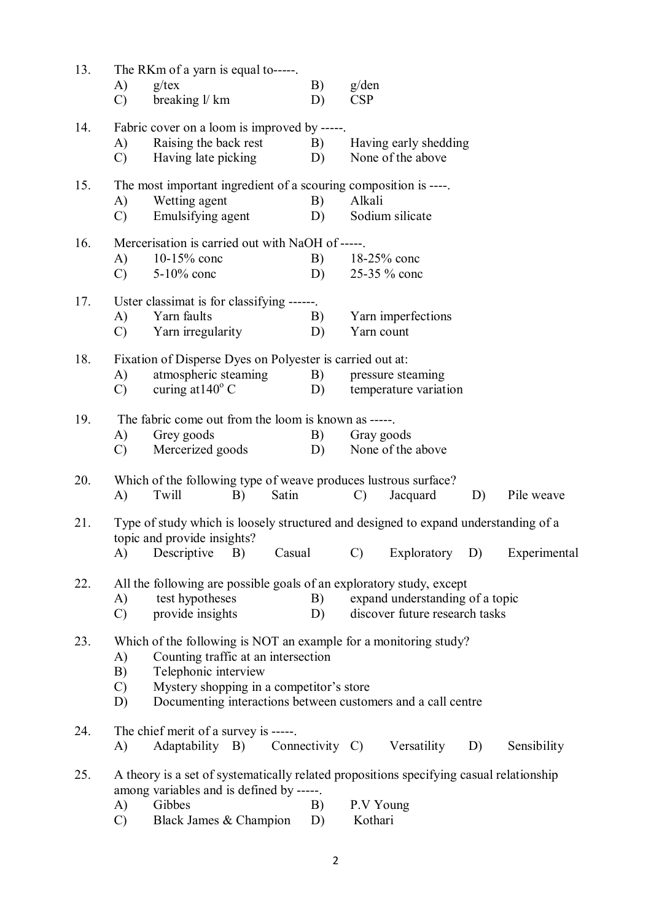13. The RKm of a yarn is equal to-----.
    A) g/tex B) g/den
    C) breaking l/ km D) CSP

14. Fabric cover on a loom is improved by -----.
    A) Raising the back rest B) Having early shedding
    C) Having late picking D) None of the above

15. The most important ingredient of a scouring composition is ----.
    A) Wetting agent B) Alkali
    C) Emulsifying agent D) Sodium silicate

16. Mercerisation is carried out with NaOH of -----.
    A) 10-15% conc B) 18-25% conc
    C) 5-10% conc D) 25-35 % conc

17. Uster classimat is for classifying ------.
    A) Yarn faults B) Yarn imperfections
    C) Yarn irregularity D) Yarn count

18. Fixation of Disperse Dyes on Polyester is carried out at:
    A) atmospheric steaming B) pressure steaming
    C) curing at140$^{o}$ C D) temperature variation

19. The fabric come out from the loom is known as -----.
    A) Grey goods B) Gray goods
    C) Mercerized goods D) None of the above

20. Which of the following type of weave produces lustrous surface?
    A) Twill B) Satin C) Jacquard D) Pile weave

21. Type of study which is loosely structured and designed to expand understanding of a topic and provide insights?
    A) Descriptive B) Casual C) Exploratory D) Experimental

22. All the following are possible goals of an exploratory study, except
    A) test hypotheses B) expand understanding of a topic
    C) provide insights D) discover future research tasks

23. Which of the following is NOT an example for a monitoring study?
    A) Counting traffic at an intersection
    B) Telephonic interview
    C) Mystery shopping in a competitor's store
    D) Documenting interactions between customers and a call centre

24. The chief merit of a survey is -----.
    A) Adaptability B) Connectivity C) Versatility D) Sensibility

25. A theory is a set of systematically related propositions specifying casual relationship among variables and is defined by -----.
    A) Gibbes B) P.V Young
    C) Black James & Champion D) Kothari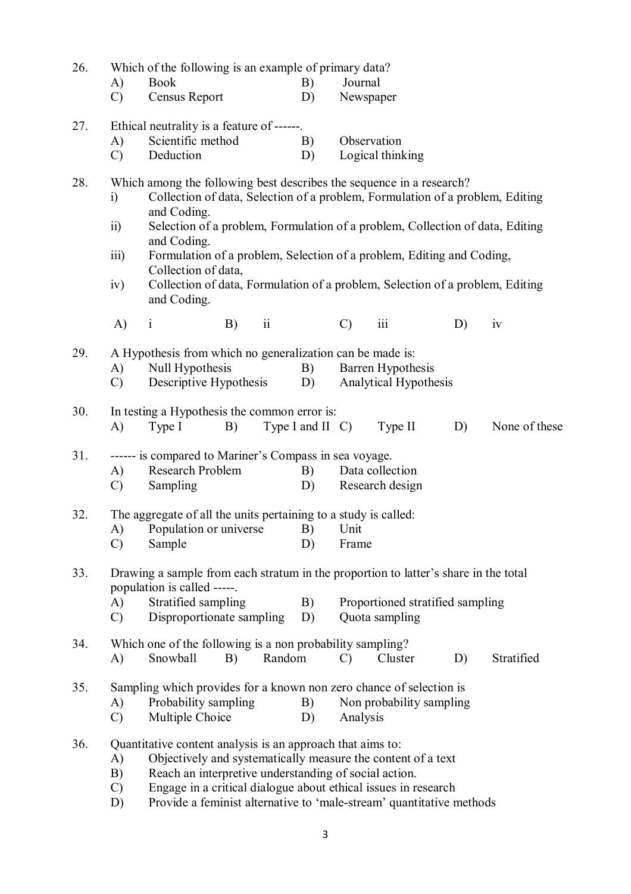26. Which of the following is an example of primary data?
    A) Book B) Journal
    C) Census Report D) Newspaper

27. Ethical neutrality is a feature of ------.
    A) Scientific method B) Observation
    C) Deduction D) Logical thinking

28. Which among the following best describes the sequence in a research?
    i) Collection of data, Selection of a problem, Formulation of a problem, Editing and Coding.
    ii) Selection of a problem, Formulation of a problem, Collection of data, Editing and Coding.
    iii) Formulation of a problem, Selection of a problem, Editing and Coding, Collection of data,
    iv) Collection of data, Formulation of a problem, Selection of a problem, Editing and Coding.

    A) i B) ii C) iii D) iv

29. A Hypothesis from which no generalization can be made is:
    A) Null Hypothesis B) Barren Hypothesis
    C) Descriptive Hypothesis D) Analytical Hypothesis

30. In testing a Hypothesis the common error is:
    A) Type I B) Type I and II C) Type II D) None of these

31. ------ is compared to Mariner's Compass in sea voyage.
    A) Research Problem B) Data collection
    C) Sampling D) Research design

32. The aggregate of all the units pertaining to a study is called:
    A) Population or universe B) Unit
    C) Sample D) Frame

33. Drawing a sample from each stratum in the proportion to latter's share in the total population is called -----.
    A) Stratified sampling B) Proportioned stratified sampling
    C) Disproportionate sampling D) Quota sampling

34. Which one of the following is a non probability sampling?
    A) Snowball B) Random C) Cluster D) Stratified

35. Sampling which provides for a known non zero chance of selection is
    A) Probability sampling B) Non probability sampling
    C) Multiple Choice D) Analysis

36. Quantitative content analysis is an approach that aims to:
    A) Objectively and systematically measure the content of a text
    B) Reach an interpretive understanding of social action.
    C) Engage in a critical dialogue about ethical issues in research
    D) Provide a feminist alternative to 'male-stream' quantitative methods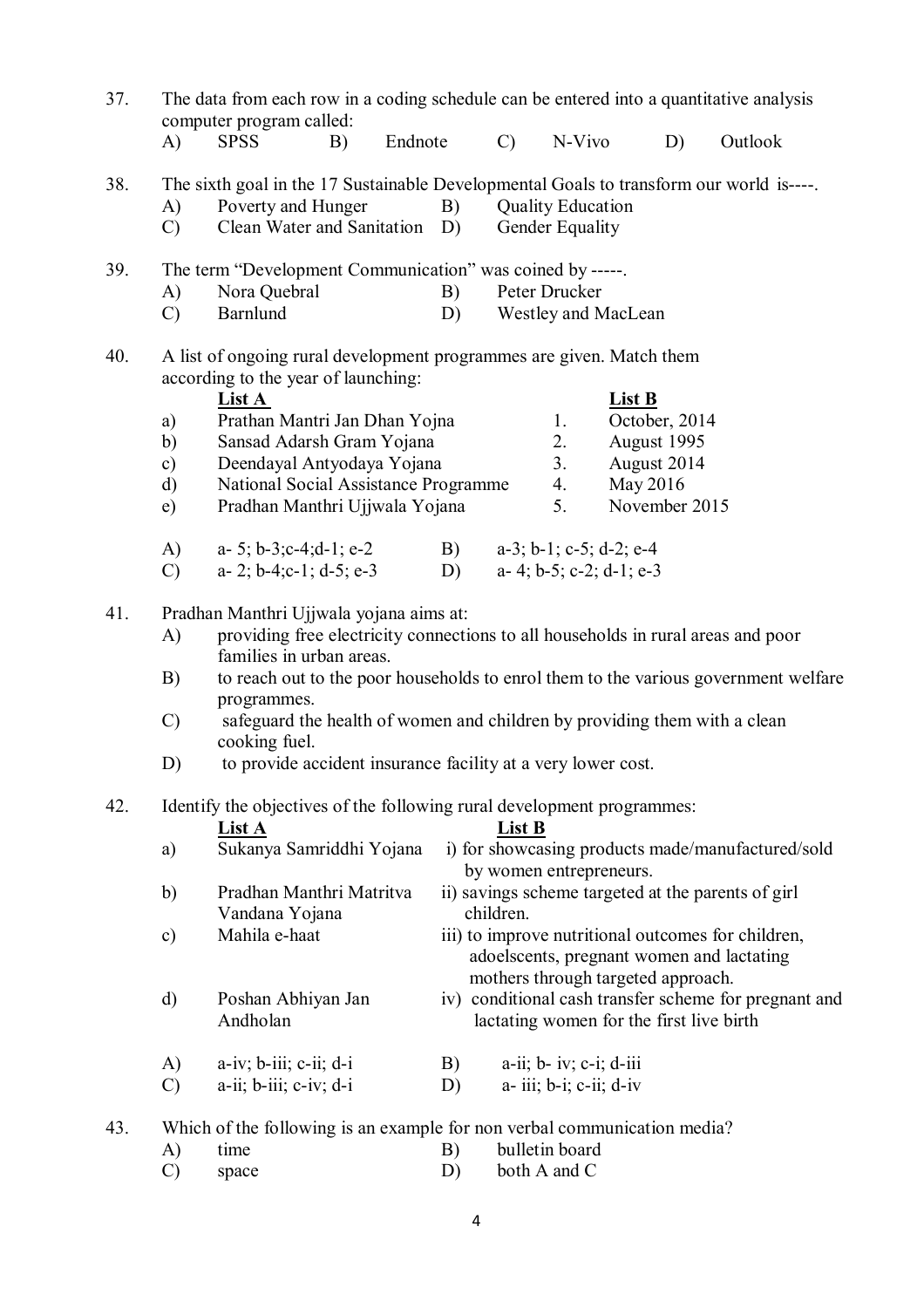37. The data from each row in a coding schedule can be entered into a quantitative analysis computer program called:

A) SPSS B) Endnote C) N-Vivo D) Outlook

38. The sixth goal in the 17 Sustainable Developmental Goals to transform our world is----.

A) Poverty and Hunger
B) Quality Education
C) Clean Water and Sanitation
D) Gender Equality

39. The term "Development Communication" was coined by -----.

A) Nora Quebral
B) Peter Drucker
C) Barnlund
D) Westley and MacLean

40. A list of ongoing rural development programmes are given. Match them according to the year of launching:

| | **List A** | | **List B** |
|---|---|---|---|
| a) | Prathan Mantri Jan Dhan Yojna | 1. | October, 2014 |
| b) | Sansad Adarsh Gram Yojana | 2. | August 1995 |
| c) | Deendayal Antyodaya Yojana | 3. | August 2014 |
| d) | National Social Assistance Programme | 4. | May 2016 |
| e) | Pradhan Manthri Ujjwala Yojana | 5. | November 2015 |

A) a- 5; b-3;c-4;d-1; e-2
B) a-3; b-1; c-5; d-2; e-4
C) a- 2; b-4;c-1; d-5; e-3
D) a- 4; b-5; c-2; d-1; e-3

41. Pradhan Manthri Ujjwala yojana aims at:

A) providing free electricity connections to all households in rural areas and poor families in urban areas.
B) to reach out to the poor households to enrol them to the various government welfare programmes.
C) safeguard the health of women and children by providing them with a clean cooking fuel.
D) to provide accident insurance facility at a very lower cost.

42. Identify the objectives of the following rural development programmes:

| | **List A** | **List B** |
|---|---|---|
| a) | Sukanya Samriddhi Yojana | i) for showcasing products made/manufactured/sold by women entrepreneurs. |
| b) | Pradhan Manthri Matritva Vandana Yojana | ii) savings scheme targeted at the parents of girl children. |
| c) | Mahila e-haat | iii) to improve nutritional outcomes for children, adoelscents, pregnant women and lactating mothers through targeted approach. |
| d) | Poshan Abhiyan Jan Andholan | iv) conditional cash transfer scheme for pregnant and lactating women for the first live birth |

A) a-iv; b-iii; c-ii; d-i
B) a-ii; b- iv; c-i; d-iii
C) a-ii; b-iii; c-iv; d-i
D) a- iii; b-i; c-ii; d-iv

43. Which of the following is an example for non verbal communication media?

A) time
B) bulletin board
C) space
D) both A and C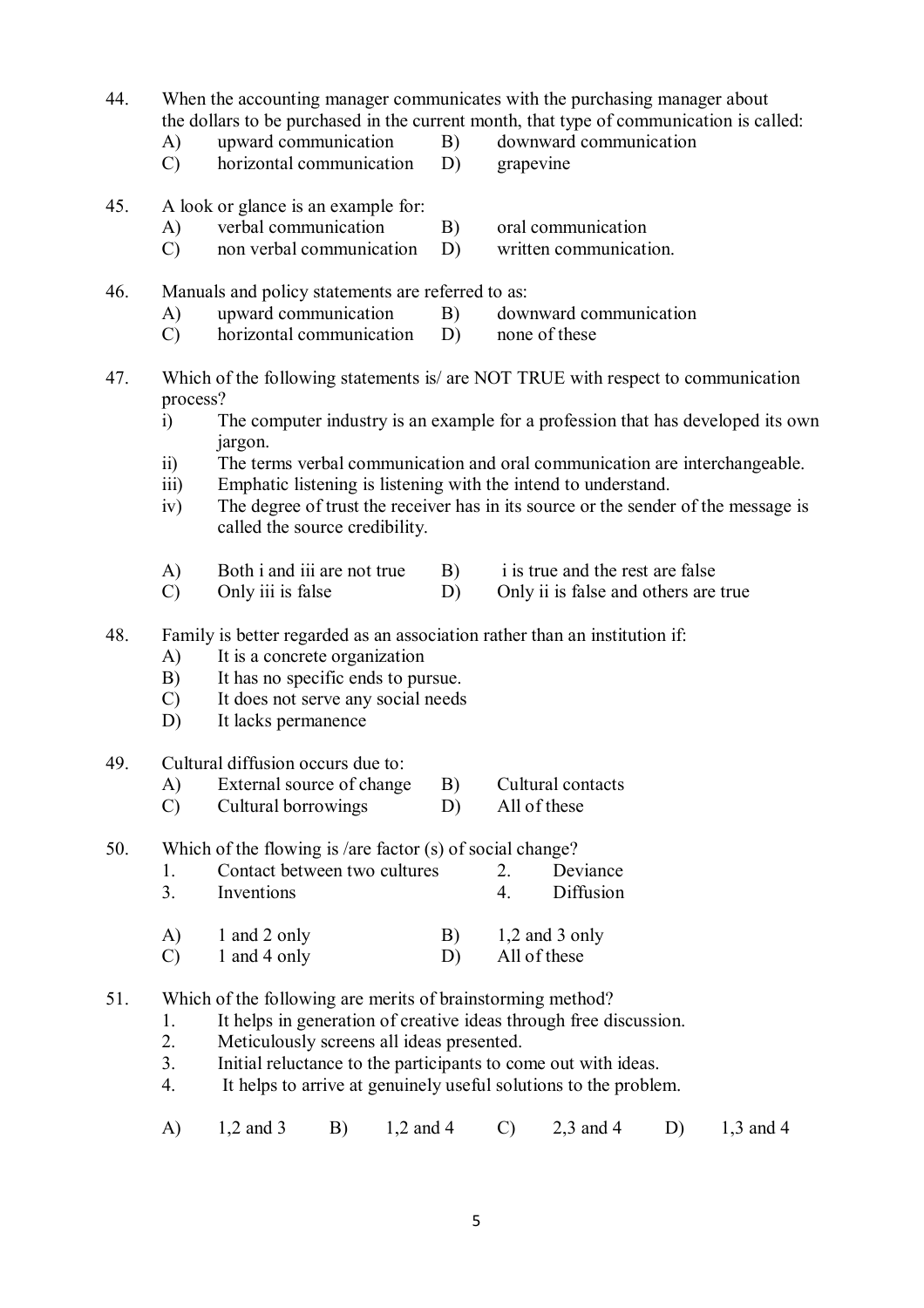44. When the accounting manager communicates with the purchasing manager about the dollars to be purchased in the current month, that type of communication is called:

A) upward communication  B) downward communication
C) horizontal communication  D) grapevine

45. A look or glance is an example for:

A) verbal communication  B) oral communication
C) non verbal communication  D) written communication.

46. Manuals and policy statements are referred to as:

A) upward communication  B) downward communication
C) horizontal communication  D) none of these

47. Which of the following statements is/ are NOT TRUE with respect to communication process?

i) The computer industry is an example for a profession that has developed its own jargon.
ii) The terms verbal communication and oral communication are interchangeable.
iii) Emphatic listening is listening with the intend to understand.
iv) The degree of trust the receiver has in its source or the sender of the message is called the source credibility.

A) Both i and iii are not true  B) i is true and the rest are false
C) Only iii is false  D) Only ii is false and others are true

48. Family is better regarded as an association rather than an institution if:

A) It is a concrete organization
B) It has no specific ends to pursue.
C) It does not serve any social needs
D) It lacks permanence

49. Cultural diffusion occurs due to:

A) External source of change  B) Cultural contacts
C) Cultural borrowings  D) All of these

50. Which of the flowing is /are factor (s) of social change?

1. Contact between two cultures  2. Deviance
3. Inventions  4. Diffusion

A) 1 and 2 only  B) 1,2 and 3 only
C) 1 and 4 only  D) All of these

51. Which of the following are merits of brainstorming method?

1. It helps in generation of creative ideas through free discussion.
2. Meticulously screens all ideas presented.
3. Initial reluctance to the participants to come out with ideas.
4. It helps to arrive at genuinely useful solutions to the problem.

A) 1,2 and 3  B) 1,2 and 4  C) 2,3 and 4  D) 1,3 and 4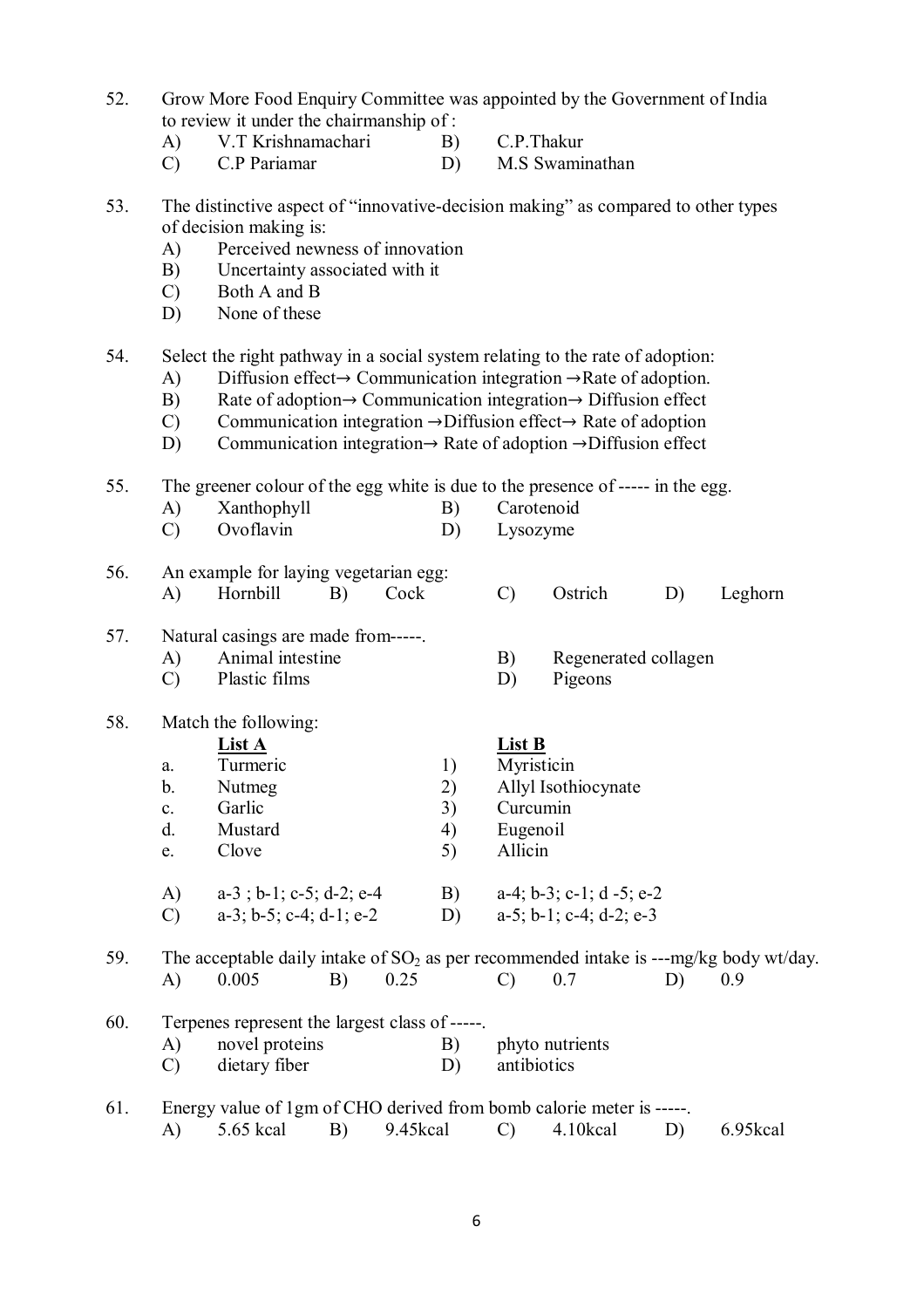52. Grow More Food Enquiry Committee was appointed by the Government of India to review it under the chairmanship of :

A) V.T Krishnamachari  B) C.P.Thakur
C) C.P Pariamar  D) M.S Swaminathan

53. The distinctive aspect of "innovative-decision making" as compared to other types of decision making is:

A) Perceived newness of innovation
B) Uncertainty associated with it
C) Both A and B
D) None of these

54. Select the right pathway in a social system relating to the rate of adoption:

A) Diffusion effect→ Communication integration →Rate of adoption.
B) Rate of adoption→ Communication integration→ Diffusion effect
C) Communication integration →Diffusion effect→ Rate of adoption
D) Communication integration→ Rate of adoption →Diffusion effect

55. The greener colour of the egg white is due to the presence of ----- in the egg.

A) Xanthophyll  B) Carotenoid
C) Ovoflavin  D) Lysozyme

56. An example for laying vegetarian egg:

A) Hornbill  B) Cock  C) Ostrich  D) Leghorn

57. Natural casings are made from-----.

A) Animal intestine  B) Regenerated collagen
C) Plastic films  D) Pigeons

58. Match the following:

| | List A | | List B |
|---|---|---|---|
| a. | Turmeric | 1) | Myristicin |
| b. | Nutmeg | 2) | Allyl Isothiocynate |
| c. | Garlic | 3) | Curcumin |
| d. | Mustard | 4) | Eugenoil |
| e. | Clove | 5) | Allicin |

A) a-3 ; b-1; c-5; d-2; e-4  B) a-4; b-3; c-1; d -5; e-2
C) a-3; b-5; c-4; d-1; e-2  D) a-5; b-1; c-4; d-2; e-3

59. The acceptable daily intake of $SO_2$ as per recommended intake is ---mg/kg body wt/day.

A) 0.005  B) 0.25  C) 0.7  D) 0.9

60. Terpenes represent the largest class of -----.

A) novel proteins  B) phyto nutrients
C) dietary fiber  D) antibiotics

61. Energy value of 1gm of CHO derived from bomb calorie meter is -----.

A) 5.65 kcal  B) 9.45kcal  C) 4.10kcal  D) 6.95kcal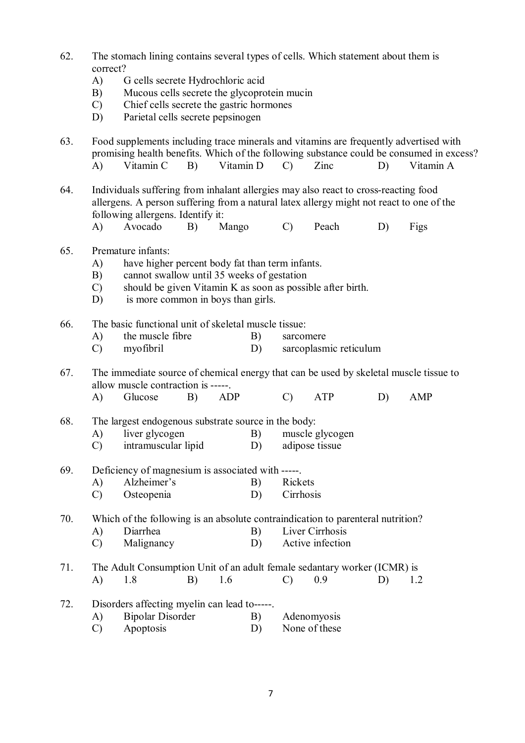62. The stomach lining contains several types of cells. Which statement about them is correct?
    A) G cells secrete Hydrochloric acid
    B) Mucous cells secrete the glycoprotein mucin
    C) Chief cells secrete the gastric hormones
    D) Parietal cells secrete pepsinogen

63. Food supplements including trace minerals and vitamins are frequently advertised with promising health benefits. Which of the following substance could be consumed in excess?
    A) Vitamin C  B) Vitamin D  C) Zinc  D) Vitamin A

64. Individuals suffering from inhalant allergies may also react to cross-reacting food allergens. A person suffering from a natural latex allergy might not react to one of the following allergens. Identify it:
    A) Avocado  B) Mango  C) Peach  D) Figs

65. Premature infants:
    A) have higher percent body fat than term infants.
    B) cannot swallow until 35 weeks of gestation
    C) should be given Vitamin K as soon as possible after birth.
    D) is more common in boys than girls.

66. The basic functional unit of skeletal muscle tissue:
    A) the muscle fibre  B) sarcomere
    C) myofibril  D) sarcoplasmic reticulum

67. The immediate source of chemical energy that can be used by skeletal muscle tissue to allow muscle contraction is -----.
    A) Glucose  B) ADP  C) ATP  D) AMP

68. The largest endogenous substrate source in the body:
    A) liver glycogen  B) muscle glycogen
    C) intramuscular lipid  D) adipose tissue

69. Deficiency of magnesium is associated with -----.
    A) Alzheimer's  B) Rickets
    C) Osteopenia  D) Cirrhosis

70. Which of the following is an absolute contraindication to parenteral nutrition?
    A) Diarrhea  B) Liver Cirrhosis
    C) Malignancy  D) Active infection

71. The Adult Consumption Unit of an adult female sedantary worker (ICMR) is
    A) 1.8  B) 1.6  C) 0.9  D) 1.2

72. Disorders affecting myelin can lead to-----.
    A) Bipolar Disorder  B) Adenomyosis
    C) Apoptosis  D) None of these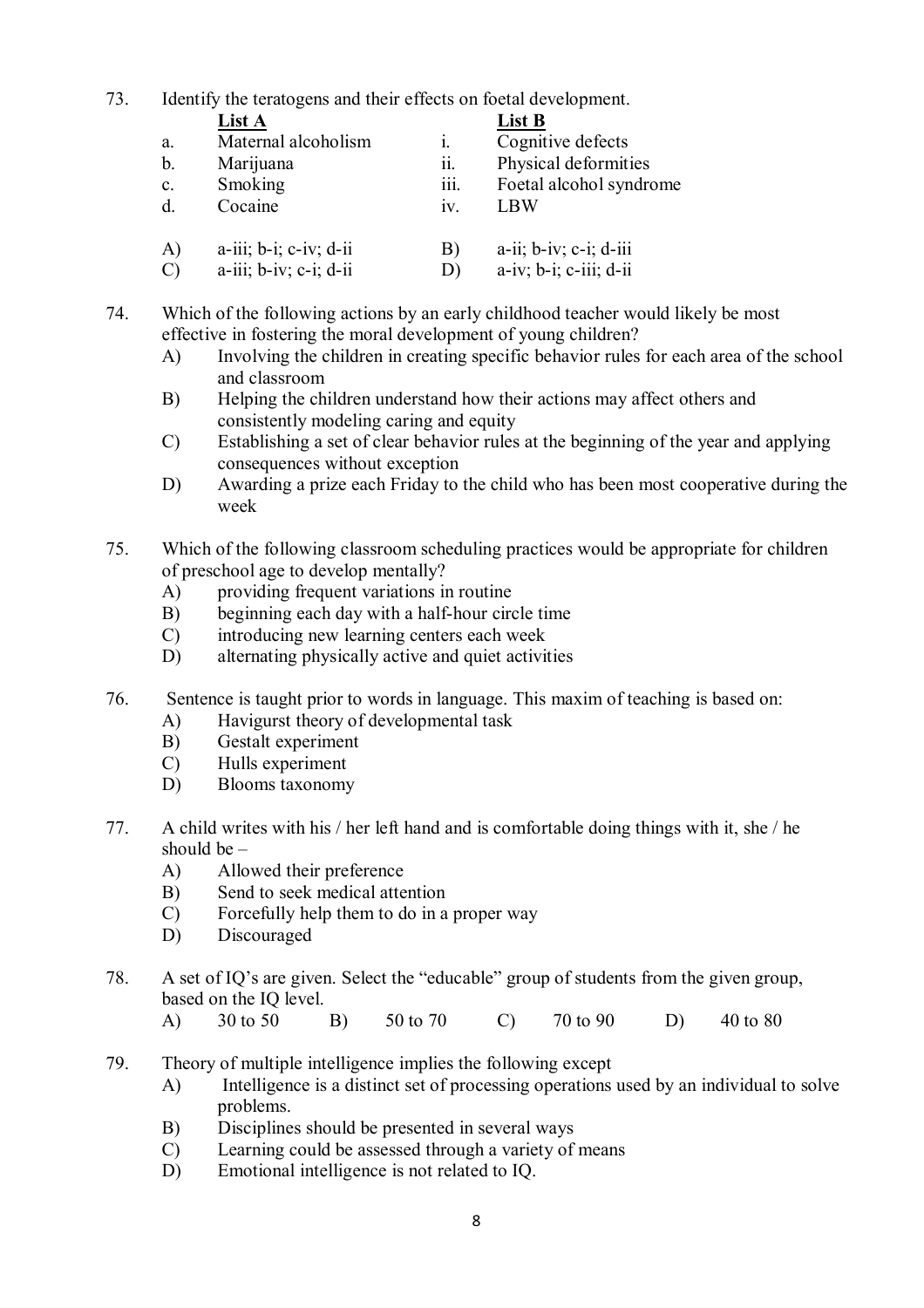73. Identify the teratogens and their effects on foetal development.

| | List A | | List B |
|---|---|---|---|
| a. | Maternal alcoholism | i. | Cognitive defects |
| b. | Marijuana | ii. | Physical deformities |
| c. | Smoking | iii. | Foetal alcohol syndrome |
| d. | Cocaine | iv. | LBW |

A) a-iii; b-i; c-iv; d-ii  B) a-ii; b-iv; c-i; d-iii
C) a-iii; b-iv; c-i; d-ii  D) a-iv; b-i; c-iii; d-ii

74. Which of the following actions by an early childhood teacher would likely be most effective in fostering the moral development of young children?
   A) Involving the children in creating specific behavior rules for each area of the school and classroom
   B) Helping the children understand how their actions may affect others and consistently modeling caring and equity
   C) Establishing a set of clear behavior rules at the beginning of the year and applying consequences without exception
   D) Awarding a prize each Friday to the child who has been most cooperative during the week

75. Which of the following classroom scheduling practices would be appropriate for children of preschool age to develop mentally?
   A) providing frequent variations in routine
   B) beginning each day with a half-hour circle time
   C) introducing new learning centers each week
   D) alternating physically active and quiet activities

76. Sentence is taught prior to words in language. This maxim of teaching is based on:
   A) Havigurst theory of developmental task
   B) Gestalt experiment
   C) Hulls experiment
   D) Blooms taxonomy

77. A child writes with his / her left hand and is comfortable doing things with it, she / he should be –
   A) Allowed their preference
   B) Send to seek medical attention
   C) Forcefully help them to do in a proper way
   D) Discouraged

78. A set of IQ's are given. Select the "educable" group of students from the given group, based on the IQ level.
   A) 30 to 50  B) 50 to 70  C) 70 to 90  D) 40 to 80

79. Theory of multiple intelligence implies the following except
   A) Intelligence is a distinct set of processing operations used by an individual to solve problems.
   B) Disciplines should be presented in several ways
   C) Learning could be assessed through a variety of means
   D) Emotional intelligence is not related to IQ.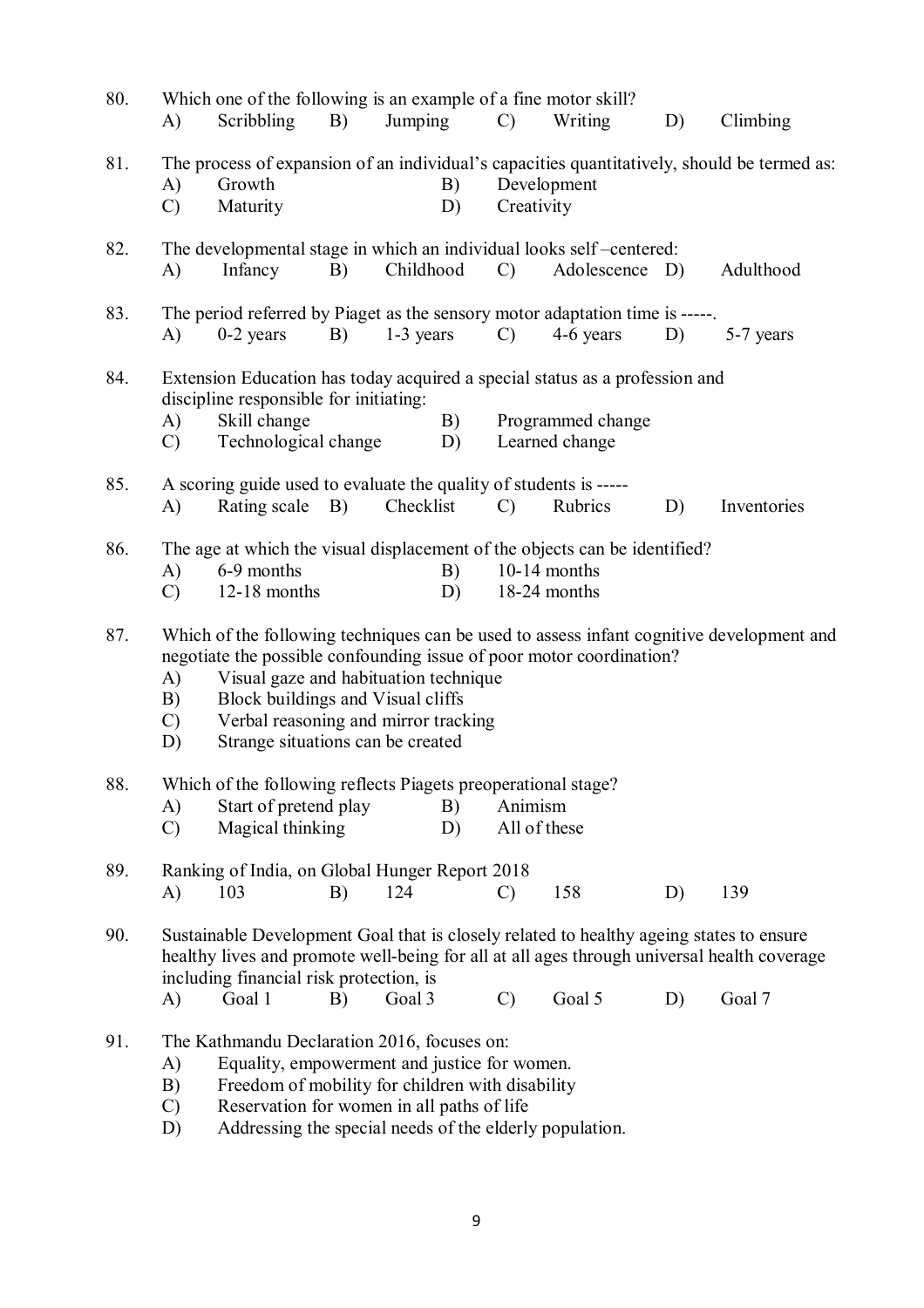80. Which one of the following is an example of a fine motor skill?
A) Scribbling B) Jumping C) Writing D) Climbing

81. The process of expansion of an individual's capacities quantitatively, should be termed as:
A) Growth B) Development
C) Maturity D) Creativity

82. The developmental stage in which an individual looks self –centered:
A) Infancy B) Childhood C) Adolescence D) Adulthood

83. The period referred by Piaget as the sensory motor adaptation time is -----.
A) 0-2 years B) 1-3 years C) 4-6 years D) 5-7 years

84. Extension Education has today acquired a special status as a profession and discipline responsible for initiating:
A) Skill change B) Programmed change
C) Technological change D) Learned change

85. A scoring guide used to evaluate the quality of students is -----
A) Rating scale B) Checklist C) Rubrics D) Inventories

86. The age at which the visual displacement of the objects can be identified?
A) 6-9 months B) 10-14 months
C) 12-18 months D) 18-24 months

87. Which of the following techniques can be used to assess infant cognitive development and negotiate the possible confounding issue of poor motor coordination?
A) Visual gaze and habituation technique
B) Block buildings and Visual cliffs
C) Verbal reasoning and mirror tracking
D) Strange situations can be created

88. Which of the following reflects Piagets preoperational stage?
A) Start of pretend play B) Animism
C) Magical thinking D) All of these

89. Ranking of India, on Global Hunger Report 2018
A) 103 B) 124 C) 158 D) 139

90. Sustainable Development Goal that is closely related to healthy ageing states to ensure healthy lives and promote well-being for all at all ages through universal health coverage including financial risk protection, is
A) Goal 1 B) Goal 3 C) Goal 5 D) Goal 7

91. The Kathmandu Declaration 2016, focuses on:
A) Equality, empowerment and justice for women.
B) Freedom of mobility for children with disability
C) Reservation for women in all paths of life
D) Addressing the special needs of the elderly population.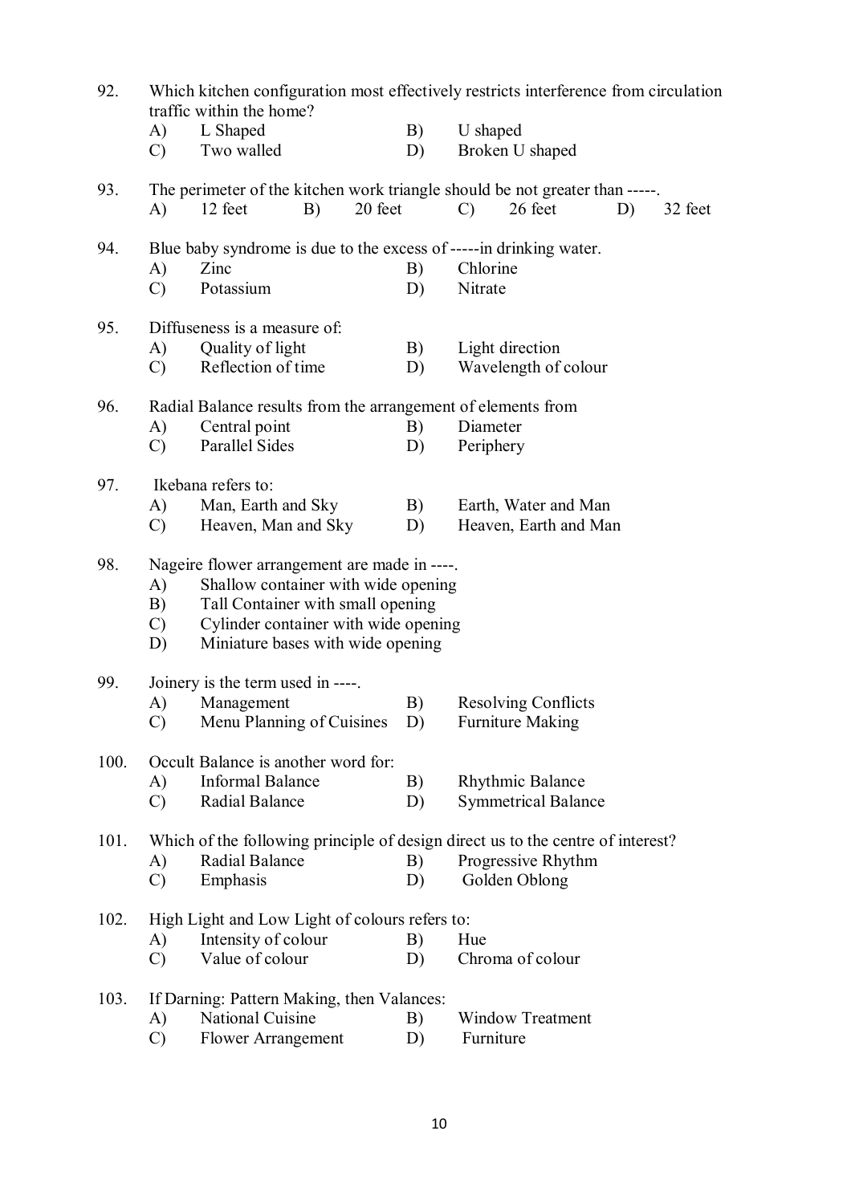92. Which kitchen configuration most effectively restricts interference from circulation traffic within the home?

A) L Shaped  B) U shaped
C) Two walled  D) Broken U shaped

93. The perimeter of the kitchen work triangle should be not greater than -----.

A) 12 feet  B) 20 feet  C) 26 feet  D) 32 feet

94. Blue baby syndrome is due to the excess of -----in drinking water.

A) Zinc  B) Chlorine
C) Potassium  D) Nitrate

95. Diffuseness is a measure of:

A) Quality of light  B) Light direction
C) Reflection of time  D) Wavelength of colour

96. Radial Balance results from the arrangement of elements from

A) Central point  B) Diameter
C) Parallel Sides  D) Periphery

97. Ikebana refers to:

A) Man, Earth and Sky  B) Earth, Water and Man
C) Heaven, Man and Sky  D) Heaven, Earth and Man

98. Nageire flower arrangement are made in ----.

A) Shallow container with wide opening
B) Tall Container with small opening
C) Cylinder container with wide opening
D) Miniature bases with wide opening

99. Joinery is the term used in ----.

A) Management  B) Resolving Conflicts
C) Menu Planning of Cuisines  D) Furniture Making

100. Occult Balance is another word for:

A) Informal Balance  B) Rhythmic Balance
C) Radial Balance  D) Symmetrical Balance

101. Which of the following principle of design direct us to the centre of interest?

A) Radial Balance  B) Progressive Rhythm
C) Emphasis  D) Golden Oblong

102. High Light and Low Light of colours refers to:

A) Intensity of colour  B) Hue
C) Value of colour  D) Chroma of colour

103. If Darning: Pattern Making, then Valances:

A) National Cuisine  B) Window Treatment
C) Flower Arrangement  D) Furniture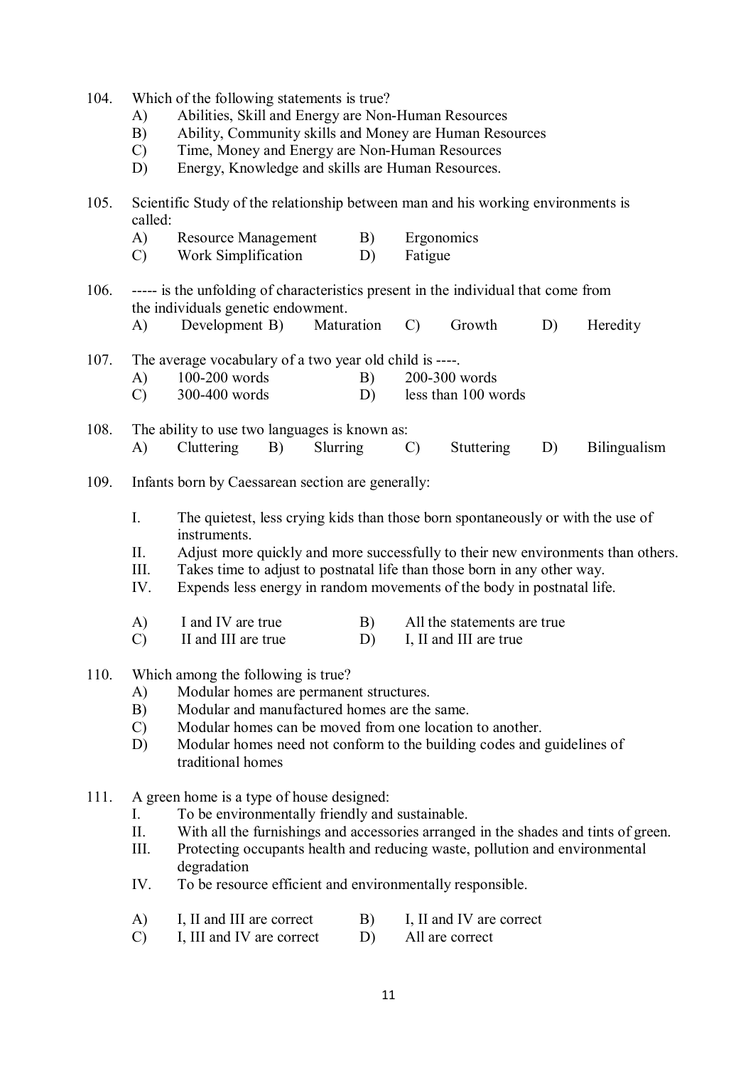104. Which of the following statements is true?
   - A) Abilities, Skill and Energy are Non-Human Resources
   - B) Ability, Community skills and Money are Human Resources
   - C) Time, Money and Energy are Non-Human Resources
   - D) Energy, Knowledge and skills are Human Resources.

105. Scientific Study of the relationship between man and his working environments is called:
   - A) Resource Management
   - B) Ergonomics
   - C) Work Simplification
   - D) Fatigue

106. ----- is the unfolding of characteristics present in the individual that come from the individuals genetic endowment.
   - A) Development
   - B) Maturation
   - C) Growth
   - D) Heredity

107. The average vocabulary of a two year old child is ----.
   - A) 100-200 words
   - B) 200-300 words
   - C) 300-400 words
   - D) less than 100 words

108. The ability to use two languages is known as:
   - A) Cluttering
   - B) Slurring
   - C) Stuttering
   - D) Bilingualism

109. Infants born by Caessarean section are generally:

   - I. The quietest, less crying kids than those born spontaneously or with the use of instruments.
   - II. Adjust more quickly and more successfully to their new environments than others.
   - III. Takes time to adjust to postnatal life than those born in any other way.
   - IV. Expends less energy in random movements of the body in postnatal life.

   - A) I and IV are true
   - B) All the statements are true
   - C) II and III are true
   - D) I, II and III are true

110. Which among the following is true?
   - A) Modular homes are permanent structures.
   - B) Modular and manufactured homes are the same.
   - C) Modular homes can be moved from one location to another.
   - D) Modular homes need not conform to the building codes and guidelines of traditional homes

111. A green home is a type of house designed:
   - I. To be environmentally friendly and sustainable.
   - II. With all the furnishings and accessories arranged in the shades and tints of green.
   - III. Protecting occupants health and reducing waste, pollution and environmental degradation
   - IV. To be resource efficient and environmentally responsible.

   - A) I, II and III are correct
   - B) I, II and IV are correct
   - C) I, III and IV are correct
   - D) All are correct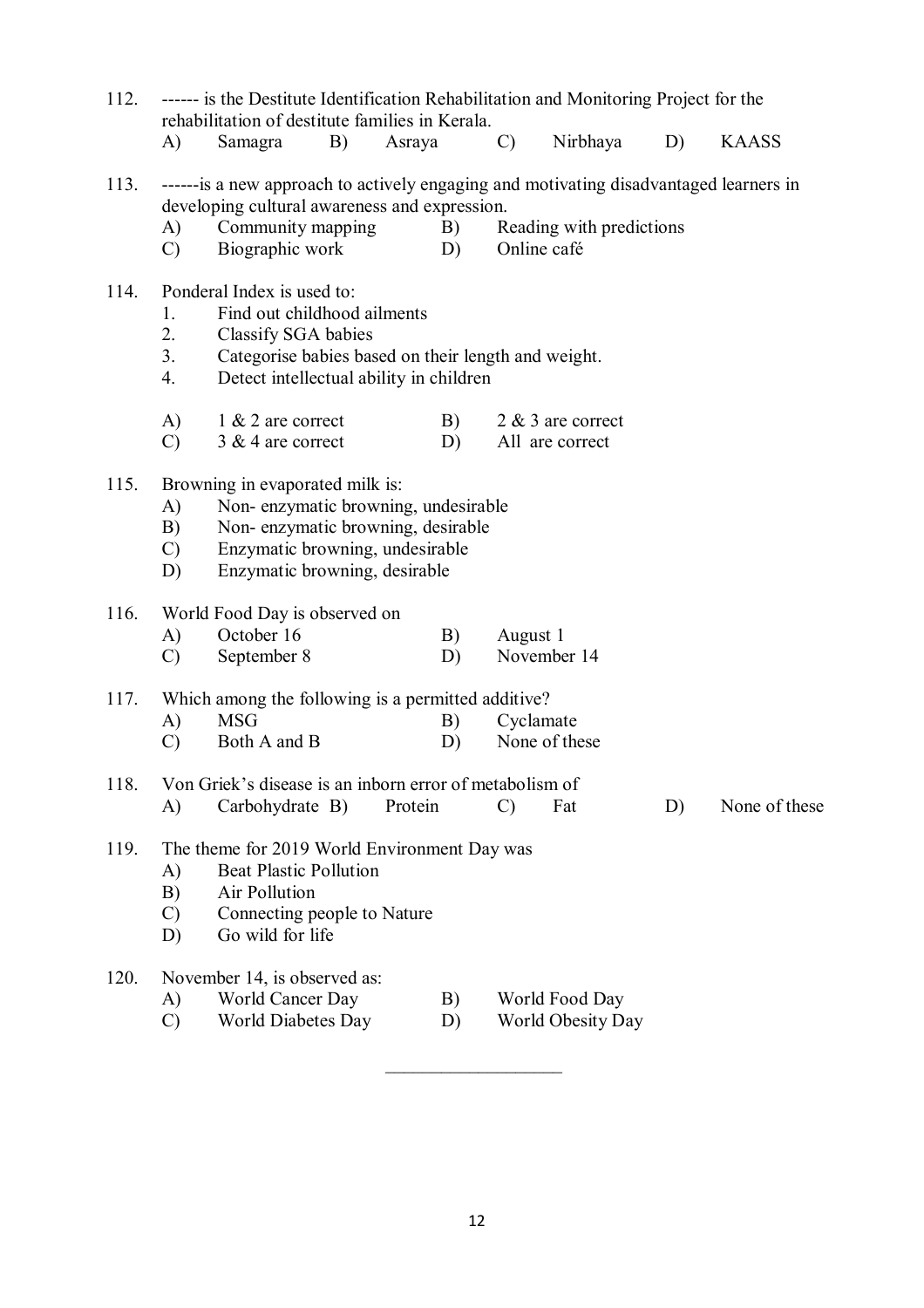112. ------ is the Destitute Identification Rehabilitation and Monitoring Project for the rehabilitation of destitute families in Kerala.
   A) Samagra  B) Asraya  C) Nirbhaya  D) KAASS

113. ------is a new approach to actively engaging and motivating disadvantaged learners in developing cultural awareness and expression.
   A) Community mapping  B) Reading with predictions
   C) Biographic work  D) Online café

114. Ponderal Index is used to:
   1. Find out childhood ailments
   2. Classify SGA babies
   3. Categorise babies based on their length and weight.
   4. Detect intellectual ability in children

   A) 1 & 2 are correct  B) 2 & 3 are correct
   C) 3 & 4 are correct  D) All are correct

115. Browning in evaporated milk is:
   A) Non- enzymatic browning, undesirable
   B) Non- enzymatic browning, desirable
   C) Enzymatic browning, undesirable
   D) Enzymatic browning, desirable

116. World Food Day is observed on
   A) October 16  B) August 1
   C) September 8  D) November 14

117. Which among the following is a permitted additive?
   A) MSG  B) Cyclamate
   C) Both A and B  D) None of these

118. Von Griek's disease is an inborn error of metabolism of
   A) Carbohydrate  B) Protein  C) Fat  D) None of these

119. The theme for 2019 World Environment Day was
   A) Beat Plastic Pollution
   B) Air Pollution
   C) Connecting people to Nature
   D) Go wild for life

120. November 14, is observed as:
   A) World Cancer Day  B) World Food Day
   C) World Diabetes Day  D) World Obesity Day